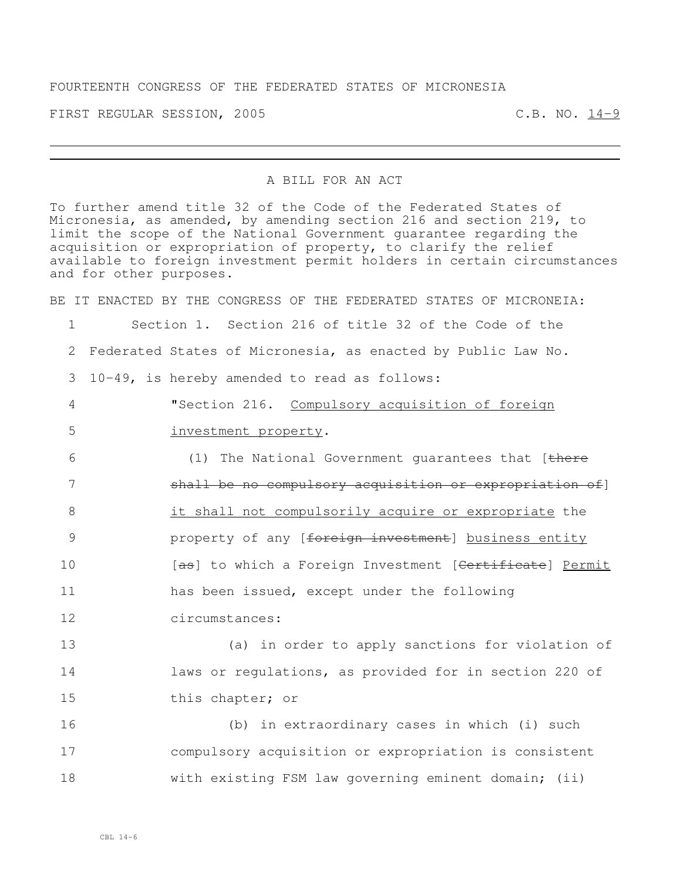FOURTEENTH CONGRESS OF THE FEDERATED STATES OF MICRONESIA

FIRST REGULAR SESSION, 2005 C.B. NO. 14-9

---

A BILL FOR AN ACT

To further amend title 32 of the Code of the Federated States of Micronesia, as amended, by amending section 216 and section 219, to limit the scope of the National Government guarantee regarding the acquisition or expropriation of property, to clarify the relief available to foreign investment permit holders in certain circumstances and for other purposes.

BE IT ENACTED BY THE CONGRESS OF THE FEDERATED STATES OF MICRONEIA:

1 Section 1. Section 216 of title 32 of the Code of the

2 Federated States of Micronesia, as enacted by Public Law No.

3 10-49, is hereby amended to read as follows:

4 "Section 216. Compulsory acquisition of foreign

5 investment property.

6 (1) The National Government guarantees that [~~there~~

7 ~~shall be no compulsory acquisition or expropriation of~~]

8 it shall not compulsorily acquire or expropriate the

9 property of any [~~foreign investment~~] business entity

10 [~~as~~] to which a Foreign Investment [~~Certificate~~] Permit

11 has been issued, except under the following

12 circumstances:

13 (a) in order to apply sanctions for violation of

14 laws or regulations, as provided for in section 220 of

15 this chapter; or

16 (b) in extraordinary cases in which (i) such

17 compulsory acquisition or expropriation is consistent

18 with existing FSM law governing eminent domain; (ii)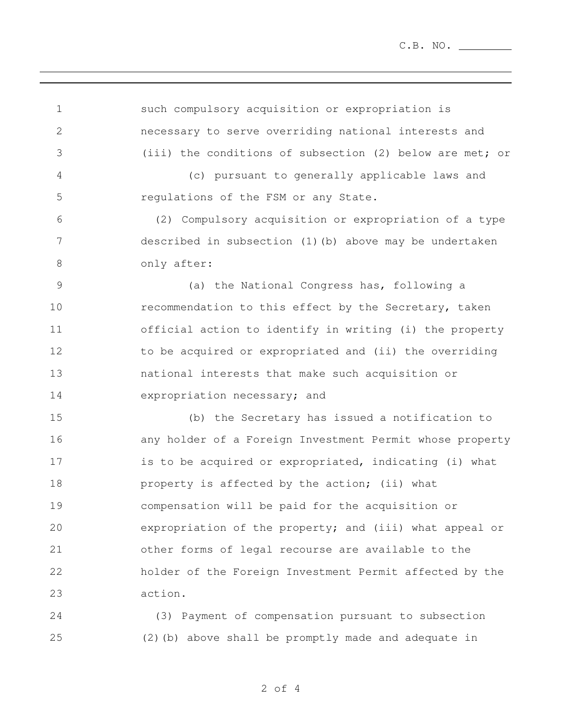such compulsory acquisition or expropriation is necessary to serve overriding national interests and (iii) the conditions of subsection (2) below are met; or

(c) pursuant to generally applicable laws and regulations of the FSM or any State.

(2) Compulsory acquisition or expropriation of a type described in subsection (1)(b) above may be undertaken only after:

(a) the National Congress has, following a recommendation to this effect by the Secretary, taken official action to identify in writing (i) the property to be acquired or expropriated and (ii) the overriding national interests that make such acquisition or expropriation necessary; and

(b) the Secretary has issued a notification to any holder of a Foreign Investment Permit whose property is to be acquired or expropriated, indicating (i) what property is affected by the action; (ii) what compensation will be paid for the acquisition or expropriation of the property; and (iii) what appeal or other forms of legal recourse are available to the holder of the Foreign Investment Permit affected by the action.

(3) Payment of compensation pursuant to subsection (2)(b) above shall be promptly made and adequate in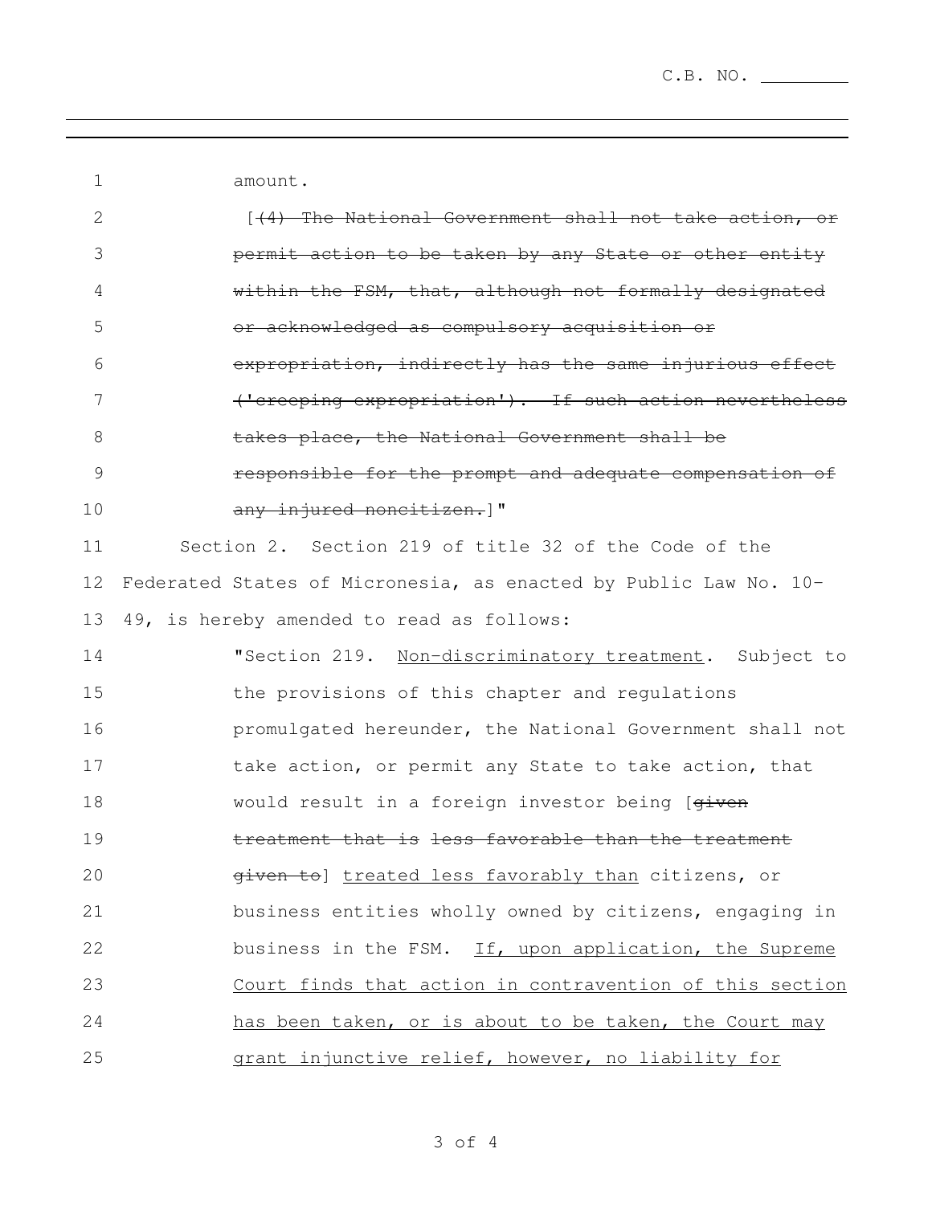amount.

[~~(4) The National Government shall not take action, or permit action to be taken by any State or other entity within the FSM, that, although not formally designated or acknowledged as compulsory acquisition or expropriation, indirectly has the same injurious effect ('creeping expropriation'). If such action nevertheless takes place, the National Government shall be responsible for the prompt and adequate compensation of any injured noncitizen.~~]"

Section 2. Section 219 of title 32 of the Code of the Federated States of Micronesia, as enacted by Public Law No. 10-49, is hereby amended to read as follows:

"Section 219. <u>Non-discriminatory treatment</u>. Subject to the provisions of this chapter and regulations promulgated hereunder, the National Government shall not take action, or permit any State to take action, that would result in a foreign investor being [~~given treatment that is less favorable than the treatment given to~~] <u>treated less favorably than</u> citizens, or business entities wholly owned by citizens, engaging in business in the FSM. <u>If, upon application, the Supreme Court finds that action in contravention of this section has been taken, or is about to be taken, the Court may grant injunctive relief, however, no liability for</u>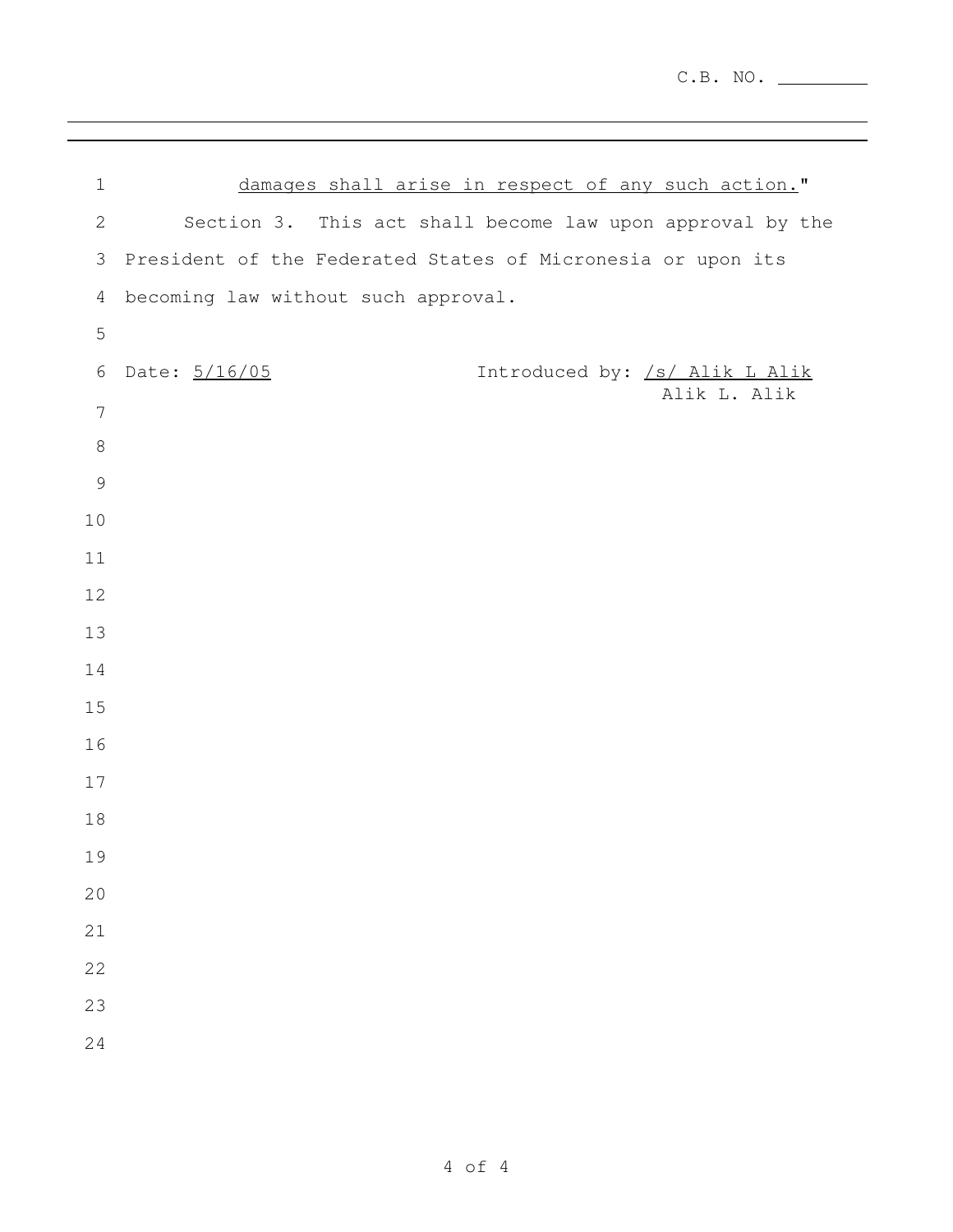C.B. NO. ________

damages shall arise in respect of any such action."

Section 3. This act shall become law upon approval by the President of the Federated States of Micronesia or upon its becoming law without such approval.

Date: 5/16/05

Introduced by: /s/ Alik L Alik
Alik L. Alik